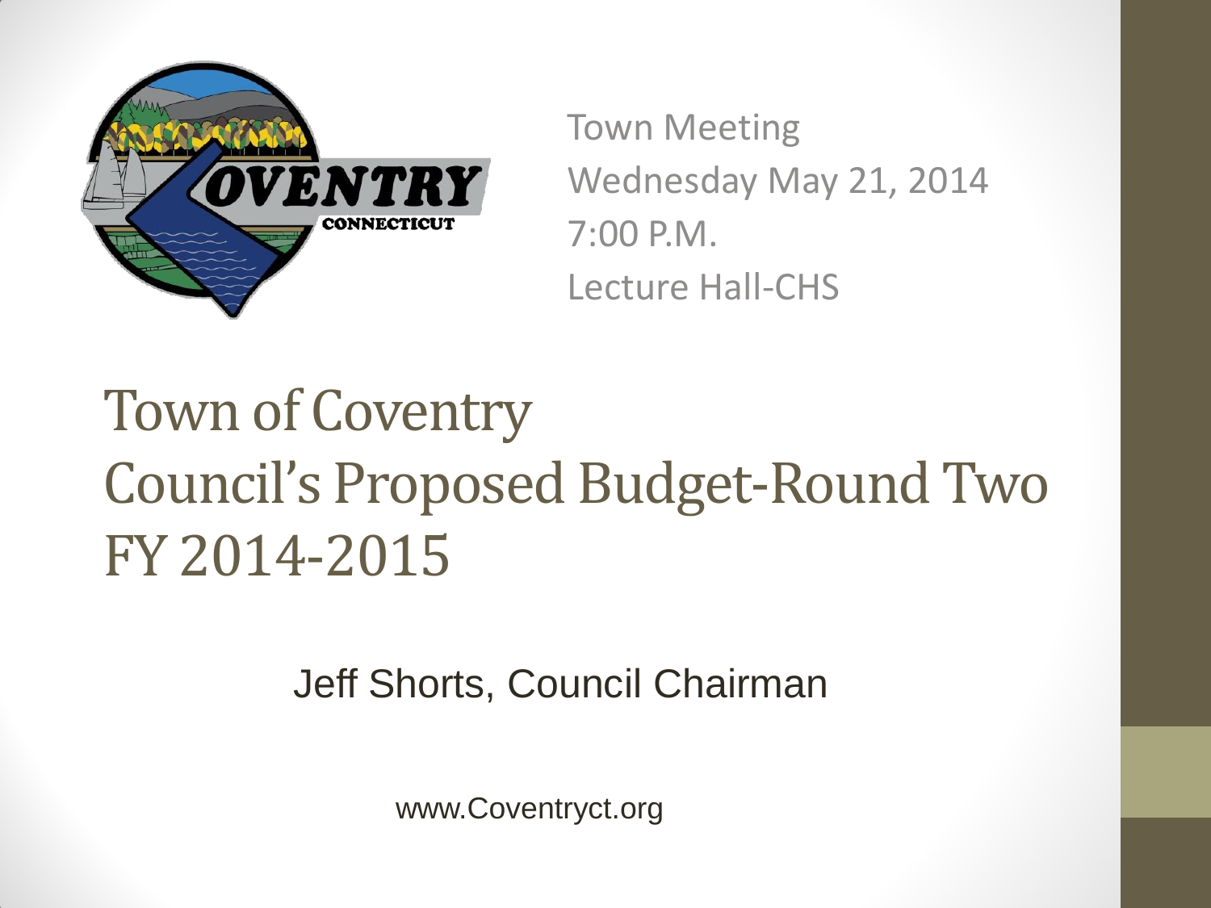Town Meeting
Wednesday May 21, 2014
7:00 P.M.
Lecture Hall-CHS

# Town of Coventry
# Council's Proposed Budget-Round Two
# FY 2014-2015

Jeff Shorts, Council Chairman

www.Coventryct.org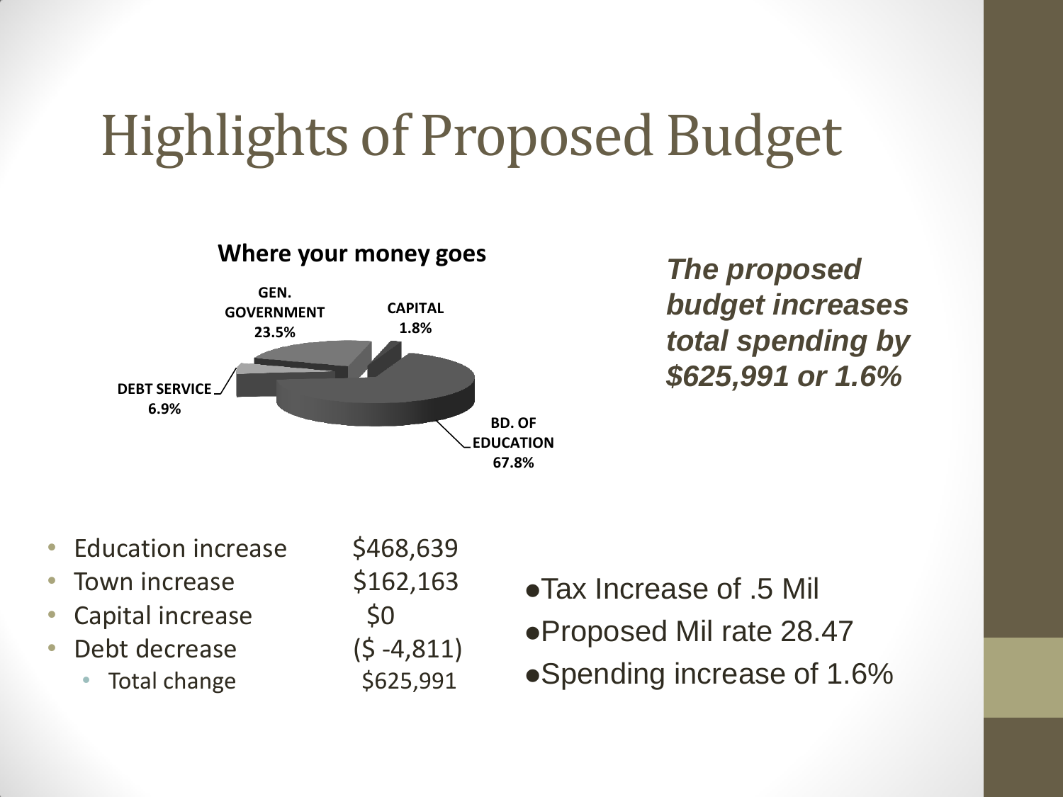# Highlights of Proposed Budget

**Where your money goes**

- GEN. GOVERNMENT 23.5%
- CAPITAL 1.8%
- DEBT SERVICE 6.9%
- BD. OF EDUCATION 67.8%

***The proposed budget increases total spending by $625,991 or 1.6%***

- Education increase $468,639
- Town increase $162,163
- Capital increase $0
- Debt decrease ($ -4,811)
  - Total change $625,991

- Tax Increase of .5 Mil
- Proposed Mil rate 28.47
- Spending increase of 1.6%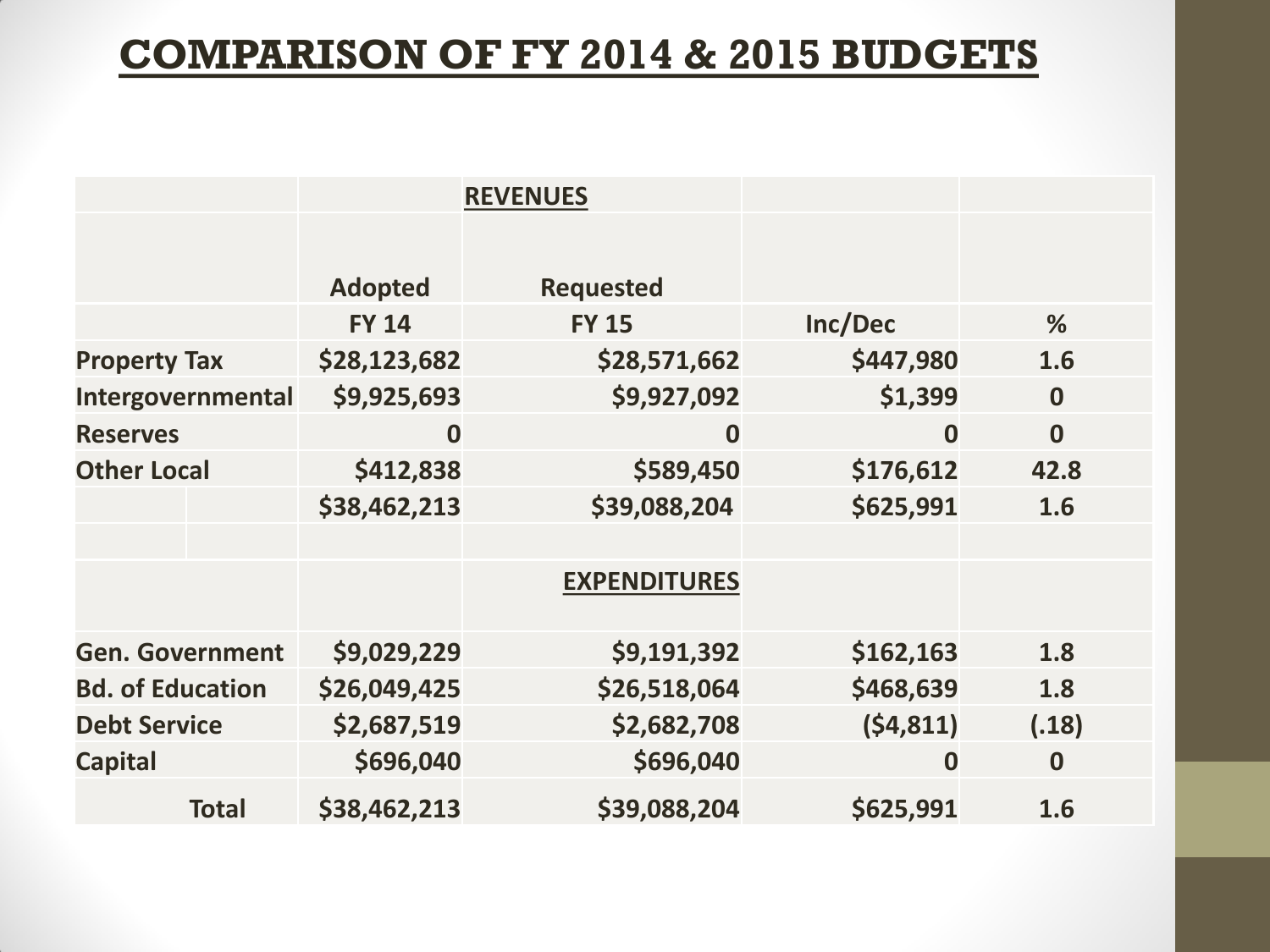# COMPARISON OF FY 2014 & 2015 BUDGETS

| | Adopted FY 14 | Requested FY 15 | Inc/Dec | % |
|---|---|---|---|---|
| | | **REVENUES** | | |
| Property Tax | $28,123,682 | $28,571,662 | $447,980 | 1.6 |
| Intergovernmental | $9,925,693 | $9,927,092 | $1,399 | 0 |
| Reserves | 0 | 0 | 0 | 0 |
| Other Local | $412,838 | $589,450 | $176,612 | 42.8 |
| | $38,462,213 | $39,088,204 | $625,991 | 1.6 |
| | | | | |
| | | **EXPENDITURES** | | |
| Gen. Government | $9,029,229 | $9,191,392 | $162,163 | 1.8 |
| Bd. of Education | $26,049,425 | $26,518,064 | $468,639 | 1.8 |
| Debt Service | $2,687,519 | $2,682,708 | ($4,811) | (.18) |
| Capital | $696,040 | $696,040 | 0 | 0 |
| Total | $38,462,213 | $39,088,204 | $625,991 | 1.6 |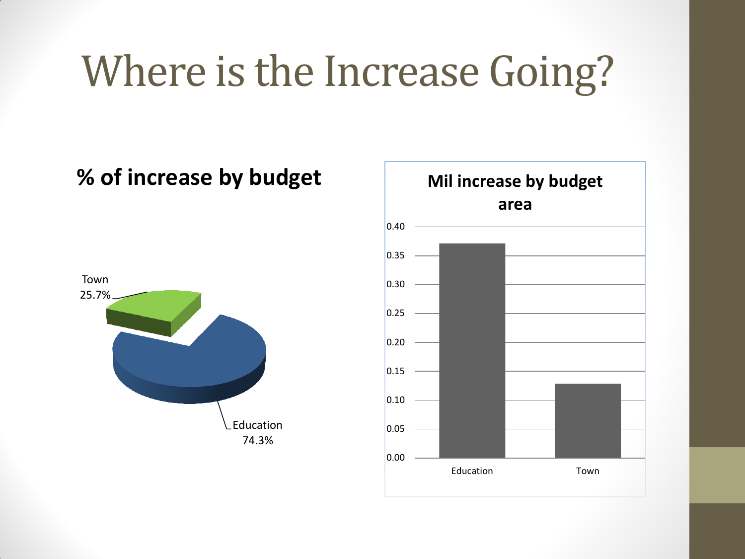# Where is the Increase Going?

**% of increase by budget**

Town 25.7%

Education 74.3%

**Mil increase by budget area**

| Budget area | Mil increase |
|---|---|
| Education | ~0.37 |
| Town | ~0.13 |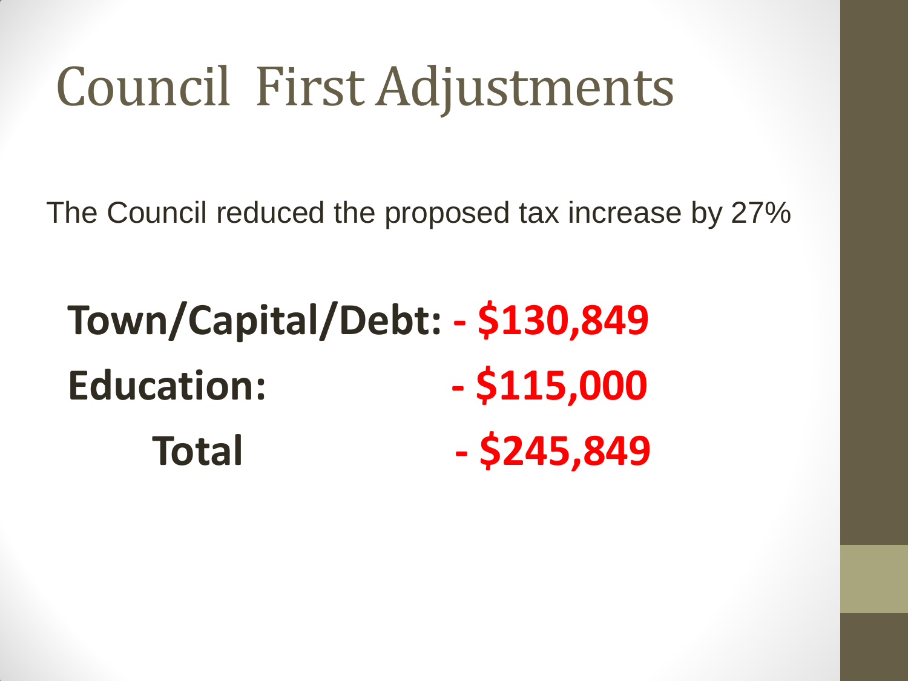# Council First Adjustments

The Council reduced the proposed tax increase by 27%

| | |
|---|---|
| **Town/Capital/Debt:** | **- $130,849** |
| **Education:** | **- $115,000** |
| **Total** | **- $245,849** |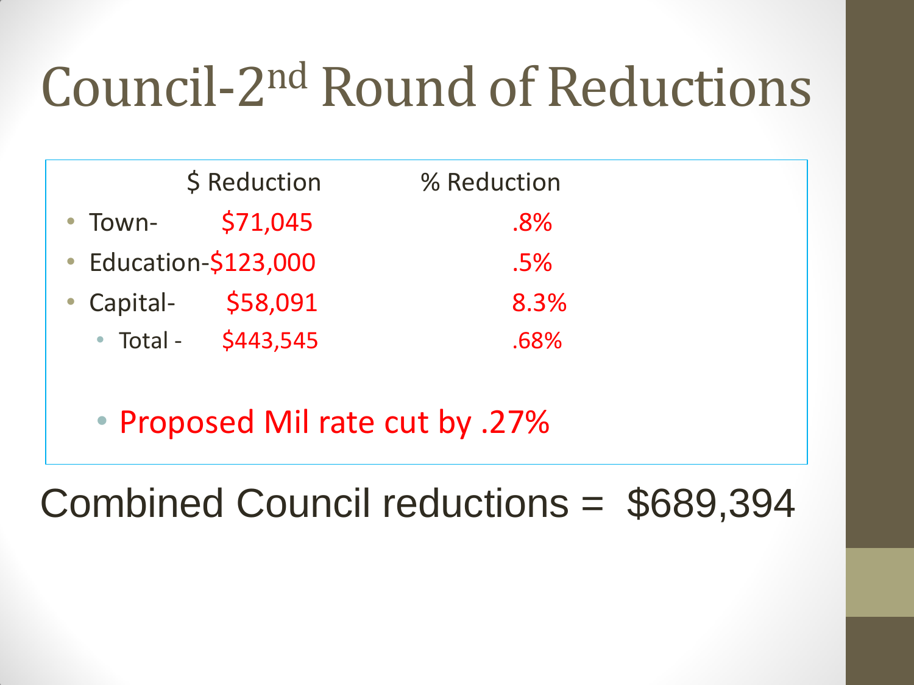# Council-2nd Round of Reductions

| | $ Reduction | % Reduction |
|---|---|---|
| Town- | $71,045 | .8% |
| Education- | $123,000 | .5% |
| Capital- | $58,091 | 8.3% |
| Total - | $443,545 | .68% |

- Proposed Mil rate cut by .27%

Combined Council reductions = $689,394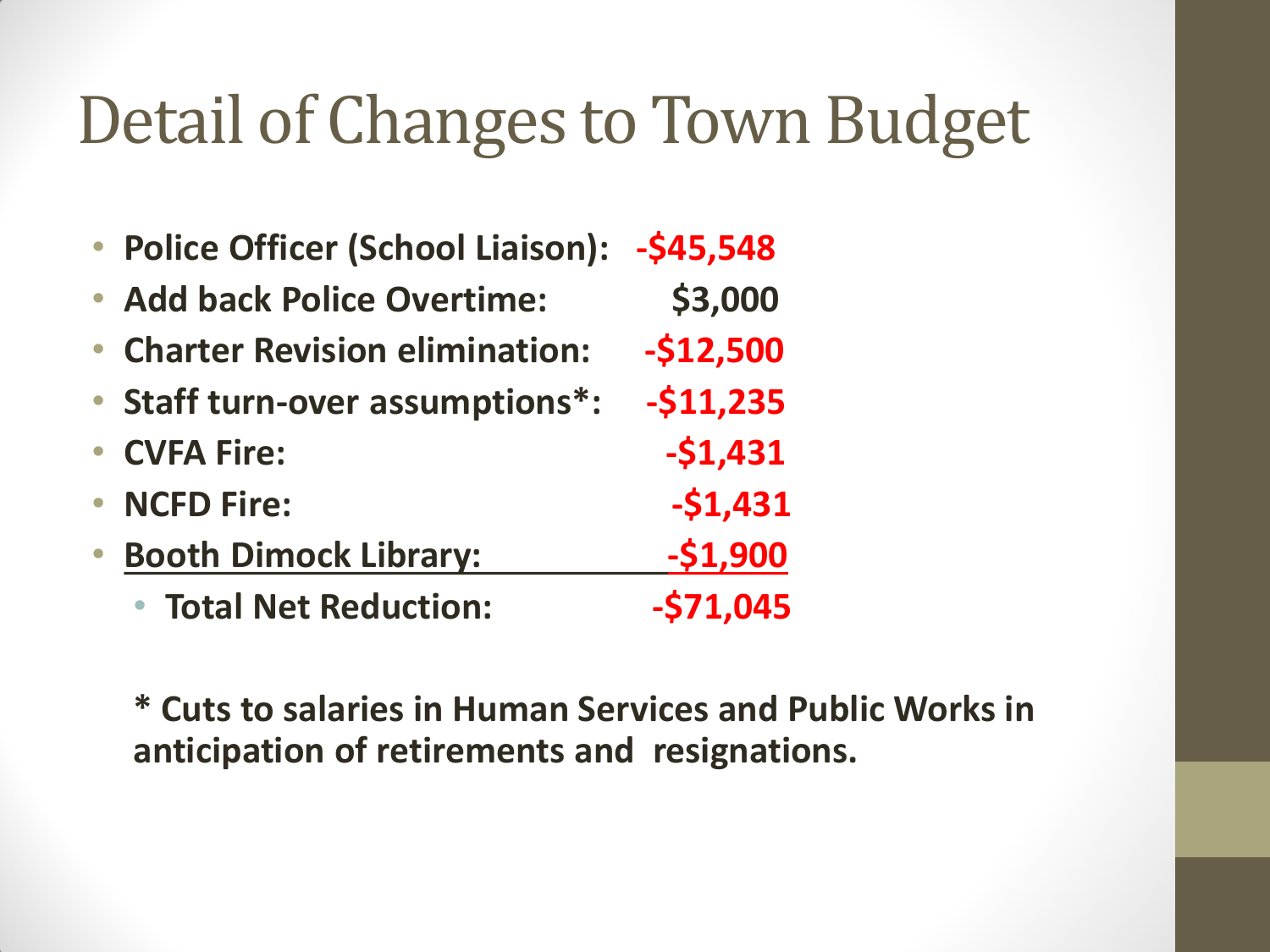# Detail of Changes to Town Budget

- **Police Officer (School Liaison): -$45,548**
- **Add back Police Overtime: $3,000**
- **Charter Revision elimination: -$12,500**
- **Staff turn-over assumptions*: -$11,235**
- **CVFA Fire: -$1,431**
- **NCFD Fire: -$1,431**
- **Booth Dimock Library: -$1,900**
  - **Total Net Reduction: -$71,045**

**\* Cuts to salaries in Human Services and Public Works in anticipation of retirements and resignations.**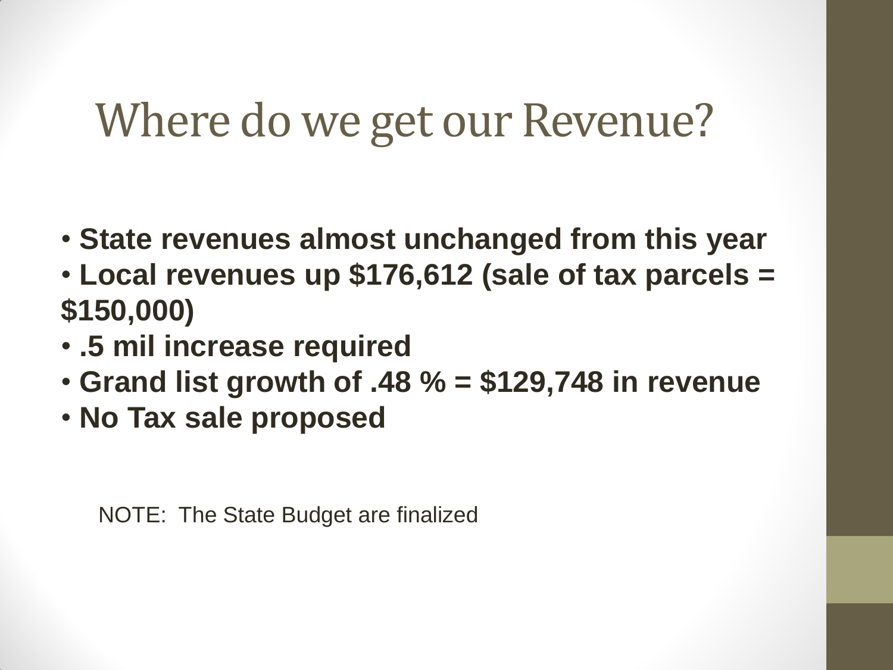# Where do we get our Revenue?

- **State revenues almost unchanged from this year**
- **Local revenues up $176,612 (sale of tax parcels = $150,000)**
- **.5 mil increase required**
- **Grand list growth of .48 % = $129,748 in revenue**
- **No Tax sale proposed**

NOTE: The State Budget are finalized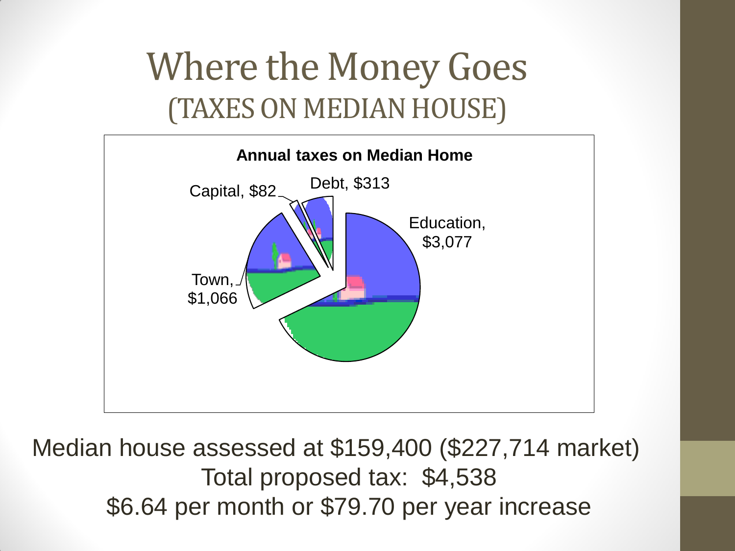# Where the Money Goes
## (TAXES ON MEDIAN HOUSE)

**Annual taxes on Median Home**

- Education, $3,077
- Town, $1,066
- Capital, $82
- Debt, $313

Median house assessed at $159,400 ($227,714 market)

Total proposed tax: $4,538

$6.64 per month or $79.70 per year increase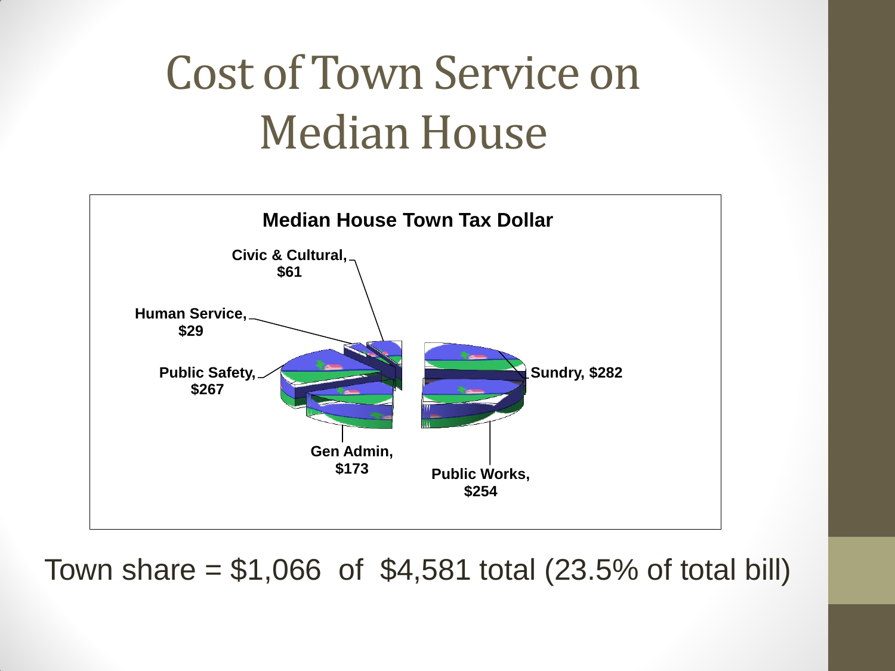# Cost of Town Service on Median House

**Median House Town Tax Dollar**

Civic & Cultural, $61

Human Service, $29

Public Safety, $267

Gen Admin, $173

Public Works, $254

Sundry, $282

Town share = $1,066 of $4,581 total (23.5% of total bill)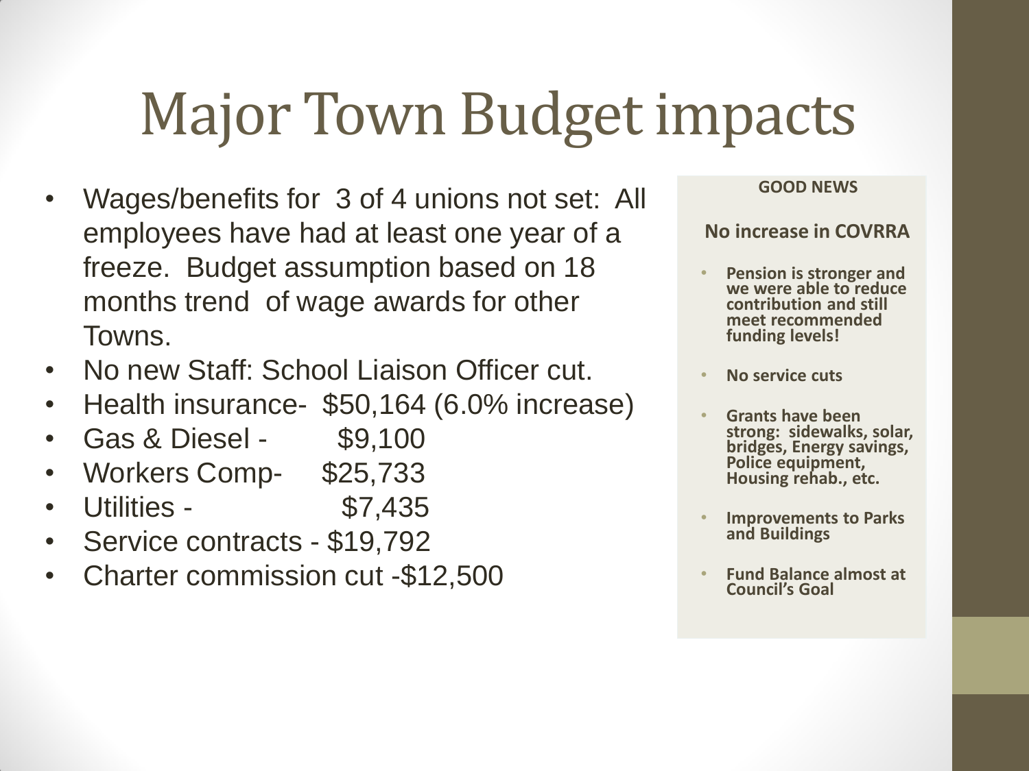# Major Town Budget impacts

- Wages/benefits for 3 of 4 unions not set: All employees have had at least one year of a freeze. Budget assumption based on 18 months trend of wage awards for other Towns.
- No new Staff: School Liaison Officer cut.
- Health insurance- $50,164 (6.0% increase)
- Gas & Diesel - $9,100
- Workers Comp- $25,733
- Utilities - $7,435
- Service contracts - $19,792
- Charter commission cut -$12,500

**GOOD NEWS**

**No increase in COVRRA**

- **Pension is stronger and we were able to reduce contribution and still meet recommended funding levels!**
- **No service cuts**
- **Grants have been strong: sidewalks, solar, bridges, Energy savings, Police equipment, Housing rehab., etc.**
- **Improvements to Parks and Buildings**
- **Fund Balance almost at Council's Goal**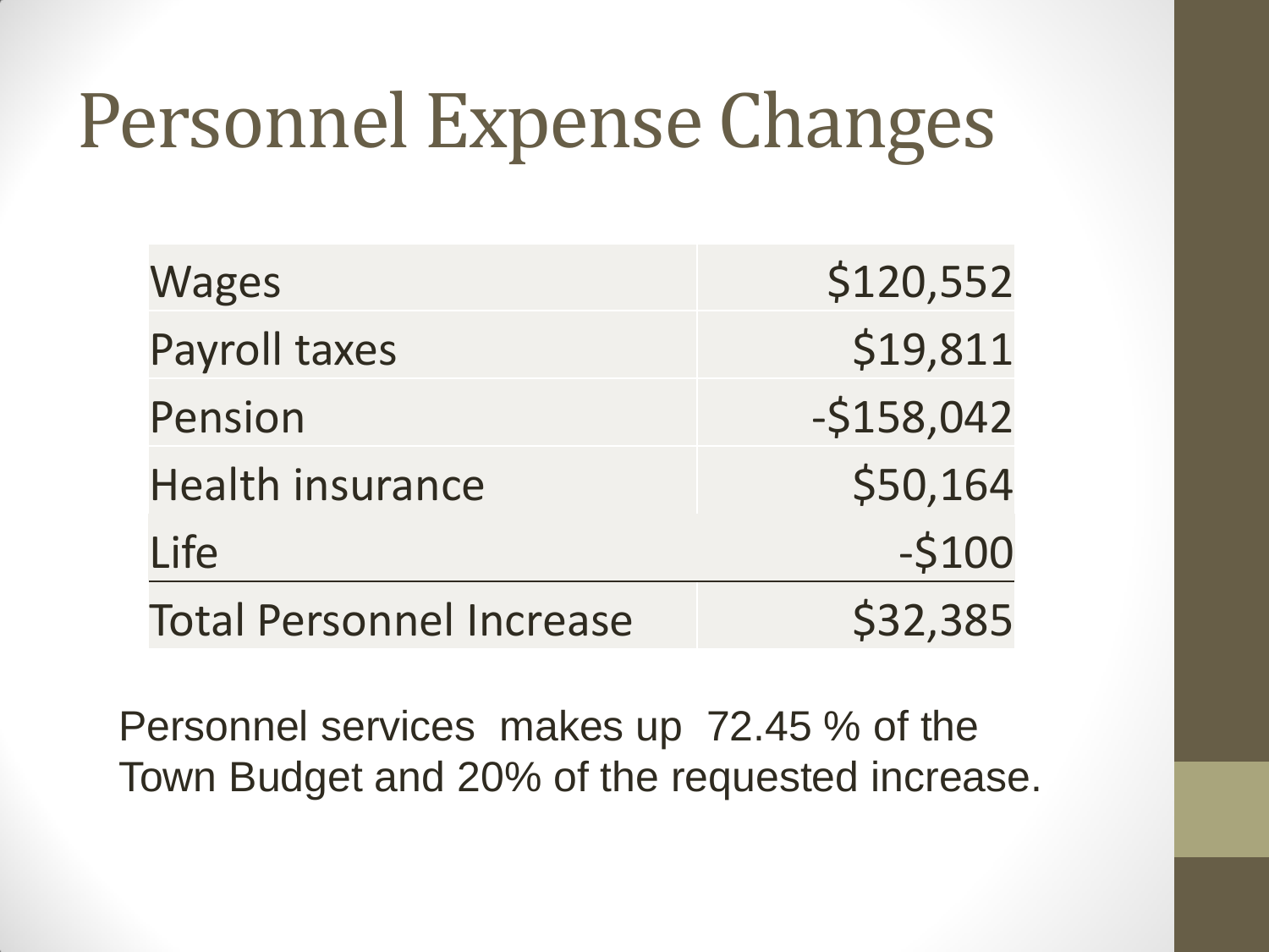# Personnel Expense Changes

| | |
|---|---:|
| Wages | $120,552 |
| Payroll taxes | $19,811 |
| Pension | -$158,042 |
| Health insurance | $50,164 |
| Life | -$100 |
| Total Personnel Increase | $32,385 |

Personnel services makes up 72.45 % of the Town Budget and 20% of the requested increase.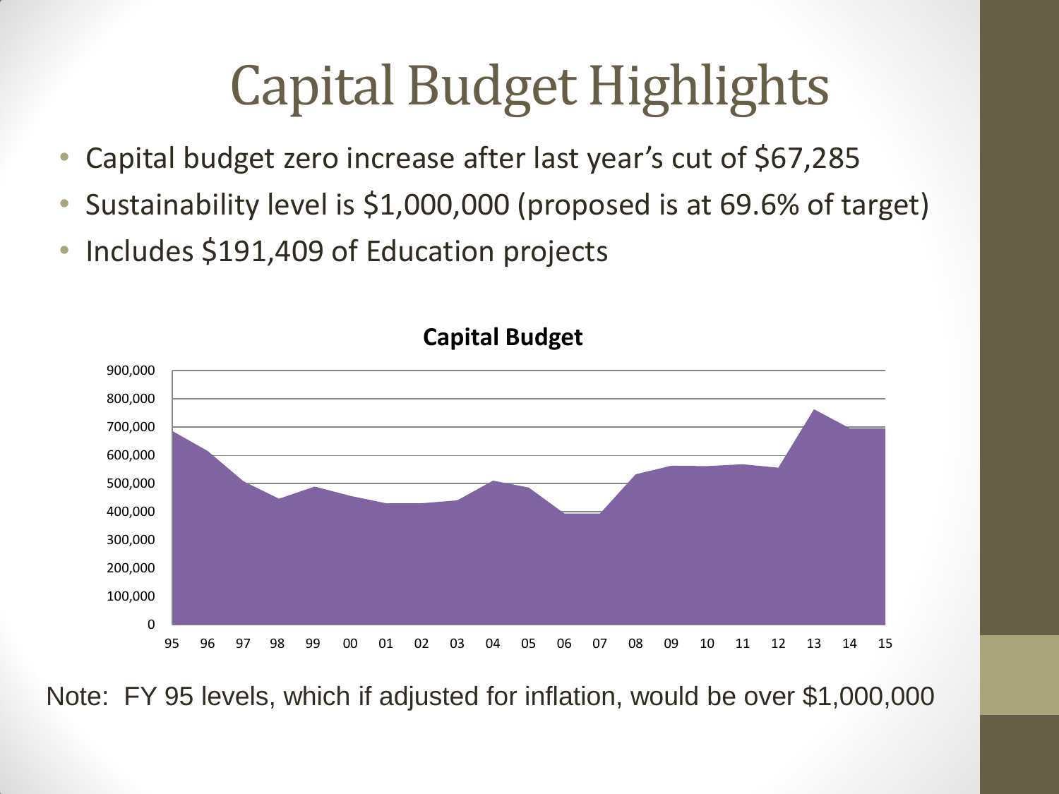# Capital Budget Highlights

- Capital budget zero increase after last year's cut of $67,285
- Sustainability level is $1,000,000 (proposed is at 69.6% of target)
- Includes $191,409 of Education projects

**Capital Budget**

Note: FY 95 levels, which if adjusted for inflation, would be over $1,000,000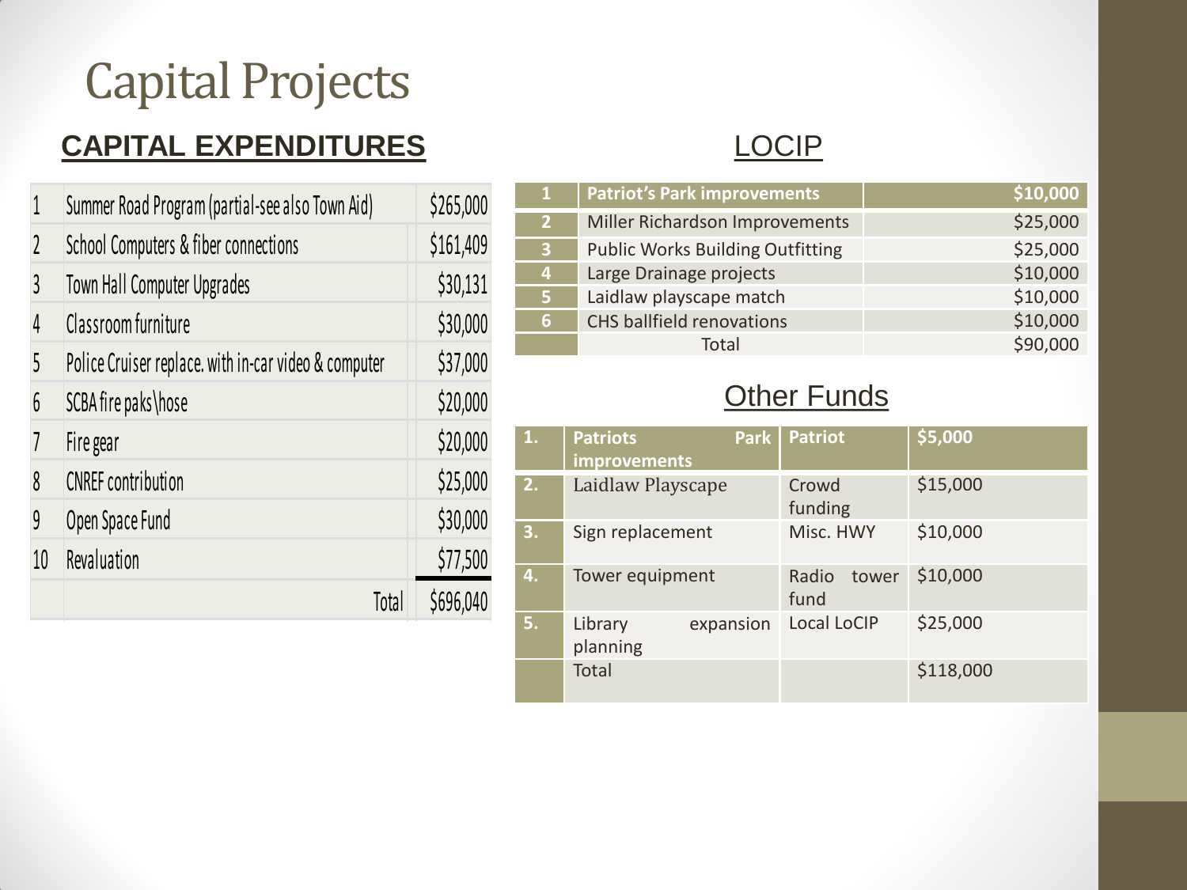# Capital Projects

## CAPITAL EXPENDITURES

| | | |
|---|---|---|
| 1 | Summer Road Program (partial-see also Town Aid) | $265,000 |
| 2 | School Computers & fiber connections | $161,409 |
| 3 | Town Hall Computer Upgrades | $30,131 |
| 4 | Classroom furniture | $30,000 |
| 5 | Police Cruiser replace. with in-car video & computer | $37,000 |
| 6 | SCBA fire paks\hose | $20,000 |
| 7 | Fire gear | $20,000 |
| 8 | CNREF contribution | $25,000 |
| 9 | Open Space Fund | $30,000 |
| 10 | Revaluation | $77,500 |
| | Total | $696,040 |

## LOCIP

| 1 | Patriot's Park improvements | $10,000 |
|---|---|---|
| 2 | Miller Richardson Improvements | $25,000 |
| 3 | Public Works Building Outfitting | $25,000 |
| 4 | Large Drainage projects | $10,000 |
| 5 | Laidlaw playscape match | $10,000 |
| 6 | CHS ballfield renovations | $10,000 |
| | Total | $90,000 |

## Other Funds

| 1. | Patriots Park improvements | Patriot | $5,000 |
|---|---|---|---|
| 2. | Laidlaw Playscape | Crowd funding | $15,000 |
| 3. | Sign replacement | Misc. HWY | $10,000 |
| 4. | Tower equipment | Radio tower fund | $10,000 |
| 5. | Library expansion planning | Local LoCIP | $25,000 |
| | Total | | $118,000 |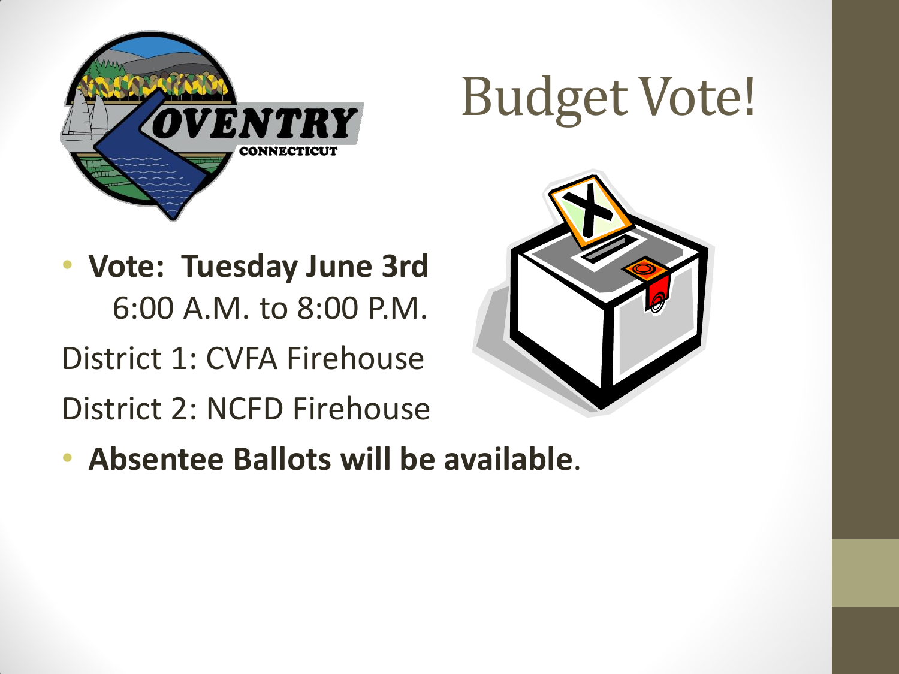# Budget Vote!

- **Vote: Tuesday June 3rd**
  6:00 A.M. to 8:00 P.M.

District 1: CVFA Firehouse

District 2: NCFD Firehouse

- **Absentee Ballots will be available**.